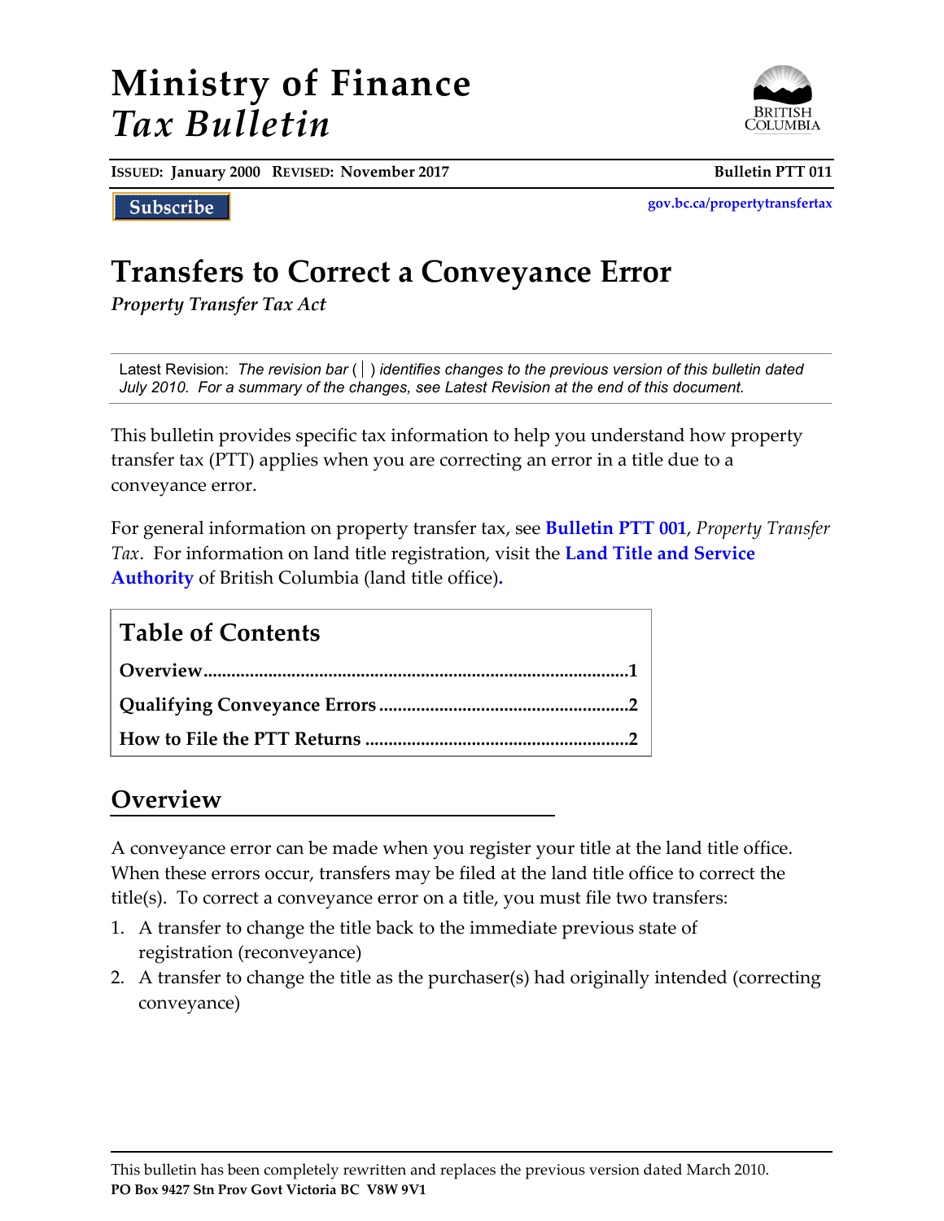# Ministry of Finance
# *Tax Bulletin*

**ISSUED: January 2000 REVISED: November 2017** **Bulletin PTT 011**

Subscribe

gov.bc.ca/propertytransfertax

# Transfers to Correct a Conveyance Error

*Property Transfer Tax Act*

Latest Revision: *The revision bar ( | ) identifies changes to the previous version of this bulletin dated July 2010. For a summary of the changes, see Latest Revision at the end of this document.*

This bulletin provides specific tax information to help you understand how property transfer tax (PTT) applies when you are correcting an error in a title due to a conveyance error.

For general information on property transfer tax, see **Bulletin PTT 001**, *Property Transfer Tax*. For information on land title registration, visit the **Land Title and Service Authority** of British Columbia (land title office).

## Table of Contents

**Overview**......1

**Qualifying Conveyance Errors**......2

**How to File the PTT Returns**......2

## Overview

A conveyance error can be made when you register your title at the land title office. When these errors occur, transfers may be filed at the land title office to correct the title(s). To correct a conveyance error on a title, you must file two transfers:

1. A transfer to change the title back to the immediate previous state of registration (reconveyance)
2. A transfer to change the title as the purchaser(s) had originally intended (correcting conveyance)

This bulletin has been completely rewritten and replaces the previous version dated March 2010.
**PO Box 9427 Stn Prov Govt Victoria BC V8W 9V1**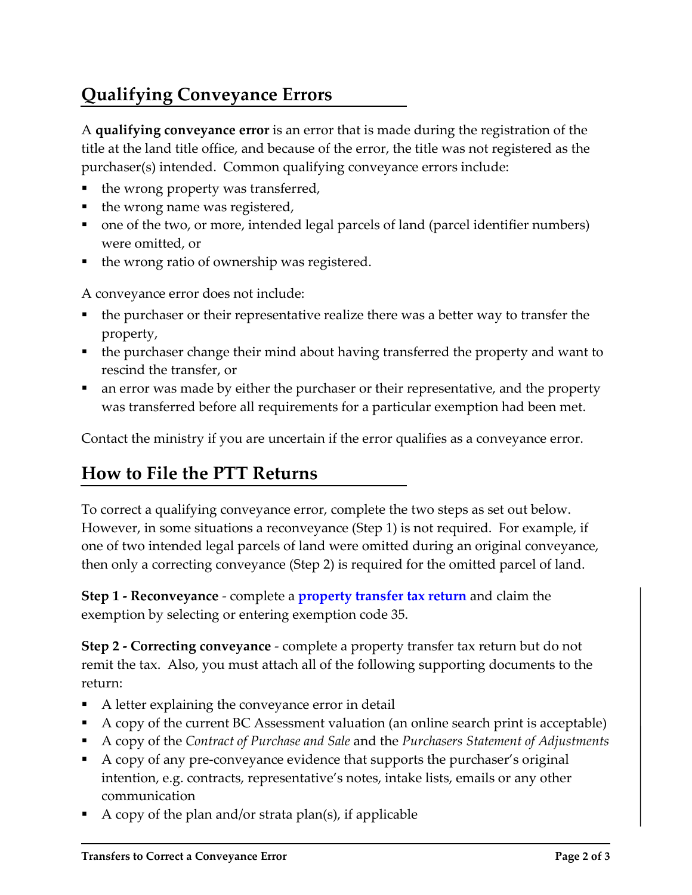## Qualifying Conveyance Errors

A **qualifying conveyance error** is an error that is made during the registration of the title at the land title office, and because of the error, the title was not registered as the purchaser(s) intended. Common qualifying conveyance errors include:

- the wrong property was transferred,
- the wrong name was registered,
- one of the two, or more, intended legal parcels of land (parcel identifier numbers) were omitted, or
- the wrong ratio of ownership was registered.

A conveyance error does not include:

- the purchaser or their representative realize there was a better way to transfer the property,
- the purchaser change their mind about having transferred the property and want to rescind the transfer, or
- an error was made by either the purchaser or their representative, and the property was transferred before all requirements for a particular exemption had been met.

Contact the ministry if you are uncertain if the error qualifies as a conveyance error.

## How to File the PTT Returns

To correct a qualifying conveyance error, complete the two steps as set out below. However, in some situations a reconveyance (Step 1) is not required. For example, if one of two intended legal parcels of land were omitted during an original conveyance, then only a correcting conveyance (Step 2) is required for the omitted parcel of land.

**Step 1 - Reconveyance** - complete a **property transfer tax return** and claim the exemption by selecting or entering exemption code 35.

**Step 2 - Correcting conveyance** - complete a property transfer tax return but do not remit the tax. Also, you must attach all of the following supporting documents to the return:

- A letter explaining the conveyance error in detail
- A copy of the current BC Assessment valuation (an online search print is acceptable)
- A copy of the *Contract of Purchase and Sale* and the *Purchasers Statement of Adjustments*
- A copy of any pre-conveyance evidence that supports the purchaser's original intention, e.g. contracts, representative's notes, intake lists, emails or any other communication
- A copy of the plan and/or strata plan(s), if applicable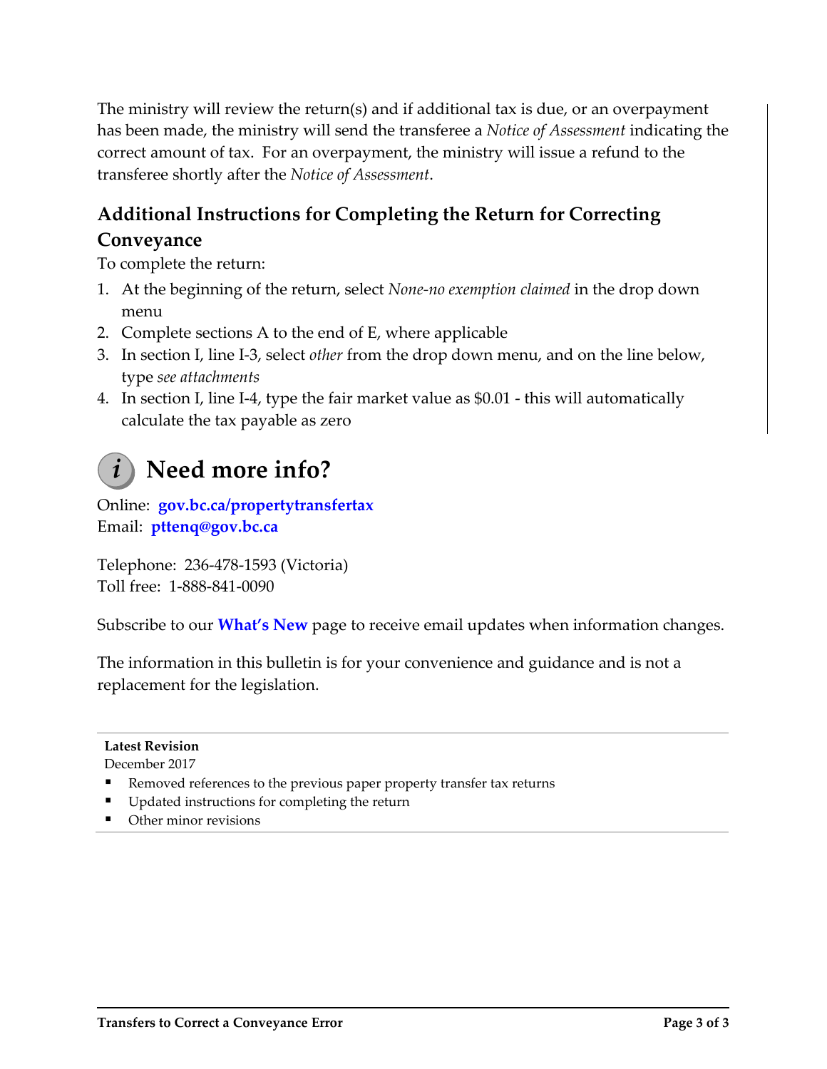The ministry will review the return(s) and if additional tax is due, or an overpayment has been made, the ministry will send the transferee a *Notice of Assessment* indicating the correct amount of tax. For an overpayment, the ministry will issue a refund to the transferee shortly after the *Notice of Assessment*.

## Additional Instructions for Completing the Return for Correcting Conveyance

To complete the return:

1. At the beginning of the return, select *None-no exemption claimed* in the drop down menu
2. Complete sections A to the end of E, where applicable
3. In section I, line I-3, select *other* from the drop down menu, and on the line below, type *see attachments*
4. In section I, line I-4, type the fair market value as $0.01 - this will automatically calculate the tax payable as zero

# Need more info?

Online: **gov.bc.ca/propertytransfertax**
Email: **pttenq@gov.bc.ca**

Telephone: 236-478-1593 (Victoria)
Toll free: 1-888-841-0090

Subscribe to our **What's New** page to receive email updates when information changes.

The information in this bulletin is for your convenience and guidance and is not a replacement for the legislation.

---

**Latest Revision**
December 2017

- Removed references to the previous paper property transfer tax returns
- Updated instructions for completing the return
- Other minor revisions